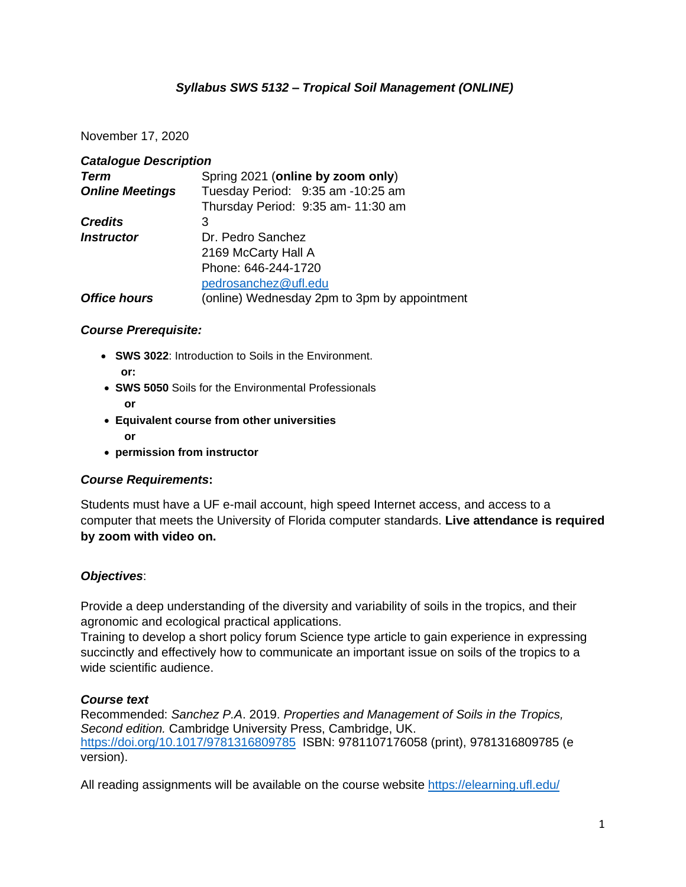# *Syllabus SWS 5132 – Tropical Soil Management (ONLINE)*

November 17, 2020

***Catalogue Description***

| | |
|---|---|
| ***Term*** | Spring 2021 (**online by zoom only**) |
| ***Online Meetings*** | Tuesday Period: 9:35 am -10:25 am |
| | Thursday Period: 9:35 am- 11:30 am |
| ***Credits*** | 3 |
| ***Instructor*** | Dr. Pedro Sanchez |
| | 2169 McCarty Hall A |
| | Phone: 646-244-1720 |
| | pedrosanchez@ufl.edu |
| ***Office hours*** | (online) Wednesday 2pm to 3pm by appointment |

### *Course Prerequisite:*

- **SWS 3022**: Introduction to Soils in the Environment.
  **or:**
- **SWS 5050** Soils for the Environmental Professionals
  **or**
- **Equivalent course from other universities**
  **or**
- **permission from instructor**

### ***Course Requirements*:**

Students must have a UF e-mail account, high speed Internet access, and access to a computer that meets the University of Florida computer standards. **Live attendance is required by zoom with video on.**

### ***Objectives*:**

Provide a deep understanding of the diversity and variability of soils in the tropics, and their agronomic and ecological practical applications.
Training to develop a short policy forum Science type article to gain experience in expressing succinctly and effectively how to communicate an important issue on soils of the tropics to a wide scientific audience.

### ***Course text***

Recommended: *Sanchez P.A*. 2019. *Properties and Management of Soils in the Tropics, Second edition.* Cambridge University Press, Cambridge, UK. https://doi.org/10.1017/9781316809785 ISBN: 9781107176058 (print), 9781316809785 (e version).

All reading assignments will be available on the course website https://elearning.ufl.edu/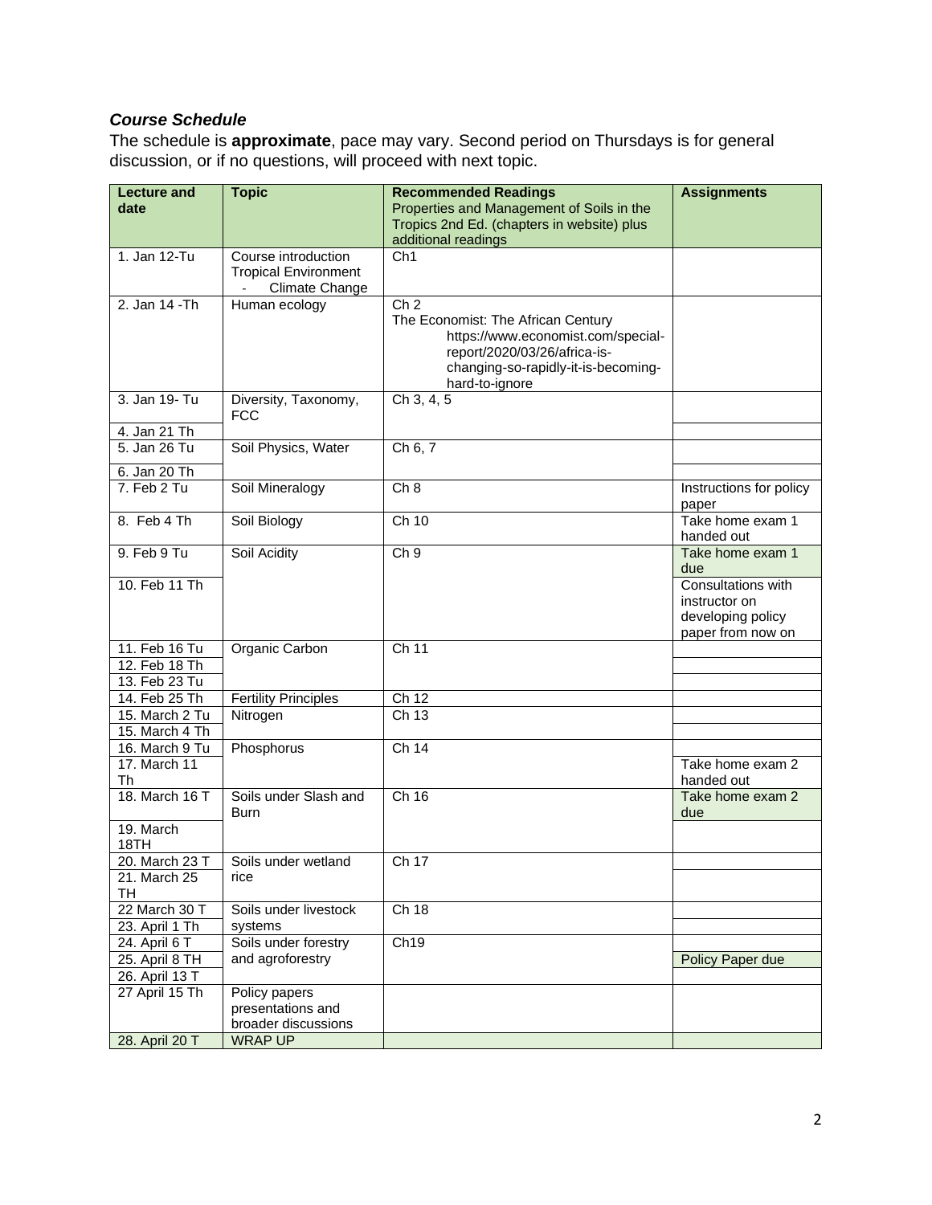### *Course Schedule*

The schedule is **approximate**, pace may vary. Second period on Thursdays is for general discussion, or if no questions, will proceed with next topic.

| Lecture and date | Topic | Recommended Readings<br>Properties and Management of Soils in the Tropics 2nd Ed. (chapters in website) plus additional readings | Assignments |
|---|---|---|---|
| 1. Jan 12-Tu | Course introduction<br>Tropical Environment<br>- Climate Change | Ch1 | |
| 2. Jan 14 -Th | Human ecology | Ch 2<br>The Economist: The African Century https://www.economist.com/special-report/2020/03/26/africa-is-changing-so-rapidly-it-is-becoming-hard-to-ignore | |
| 3. Jan 19- Tu | Diversity, Taxonomy, FCC | Ch 3, 4, 5 | |
| 4. Jan 21 Th | | | |
| 5. Jan 26 Tu | Soil Physics, Water | Ch 6, 7 | |
| 6. Jan 20 Th | | | |
| 7. Feb 2 Tu | Soil Mineralogy | Ch 8 | Instructions for policy paper |
| 8. Feb 4 Th | Soil Biology | Ch 10 | Take home exam 1 handed out |
| 9. Feb 9 Tu | Soil Acidity | Ch 9 | Take home exam 1 due |
| 10. Feb 11 Th | | | Consultations with instructor on developing policy paper from now on |
| 11. Feb 16 Tu | Organic Carbon | Ch 11 | |
| 12. Feb 18 Th | | | |
| 13. Feb 23 Tu | | | |
| 14. Feb 25 Th | Fertility Principles | Ch 12 | |
| 15. March 2 Tu | Nitrogen | Ch 13 | |
| 15. March 4 Th | | | |
| 16. March 9 Tu | Phosphorus | Ch 14 | |
| 17. March 11 Th | | | Take home exam 2 handed out |
| 18. March 16 T | Soils under Slash and Burn | Ch 16 | Take home exam 2 due |
| 19. March 18TH | | | |
| 20. March 23 T | Soils under wetland rice | Ch 17 | |
| 21. March 25 TH | | | |
| 22 March 30 T | Soils under livestock systems | Ch 18 | |
| 23. April 1 Th | | | |
| 24. April 6 T | Soils under forestry and agroforestry | Ch19 | |
| 25. April 8 TH | | | Policy Paper due |
| 26. April 13 T | | | |
| 27 April 15 Th | Policy papers presentations and broader discussions | | |
| 28. April 20 T | WRAP UP | | |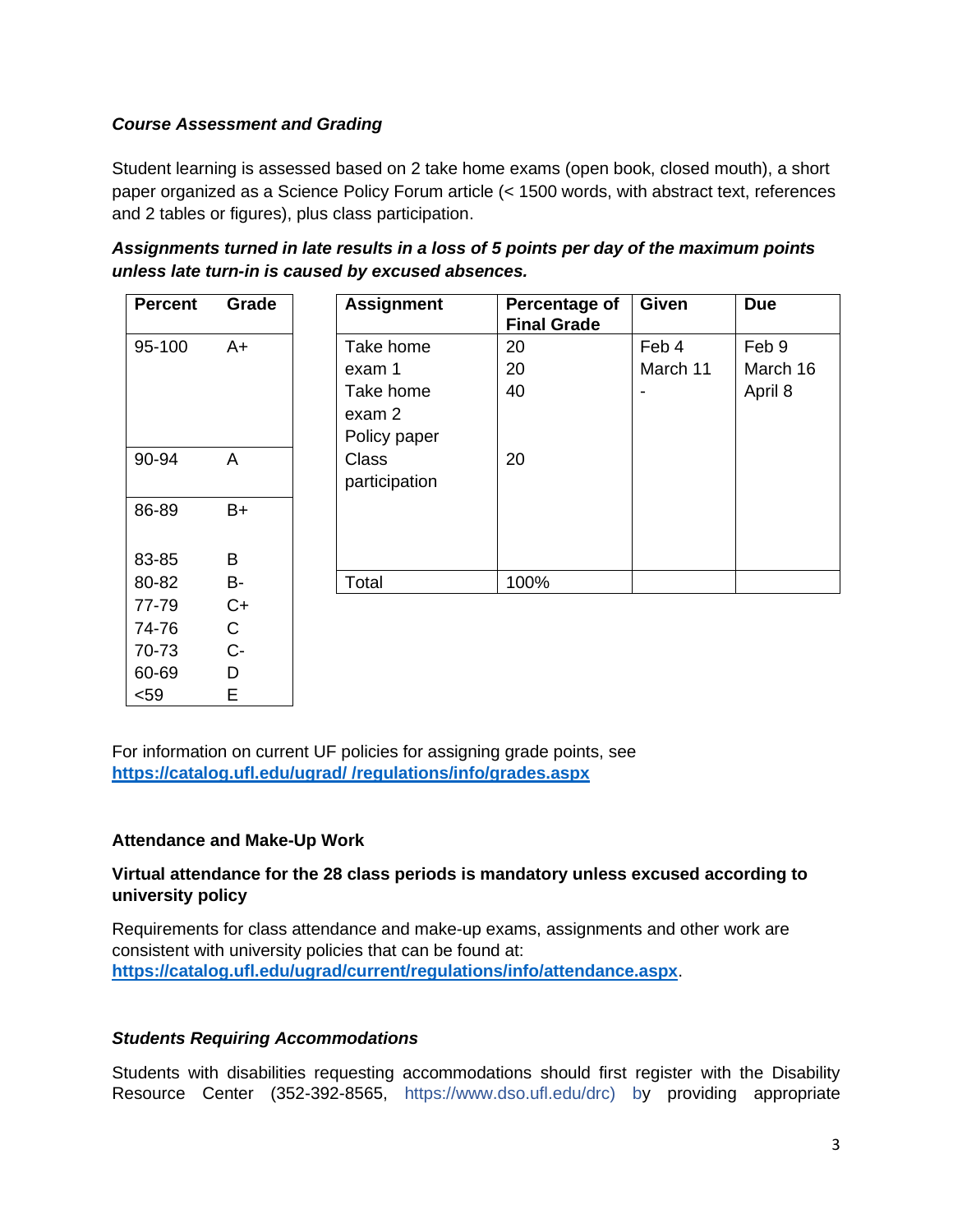### *Course Assessment and Grading*

Student learning is assessed based on 2 take home exams (open book, closed mouth), a short paper organized as a Science Policy Forum article (< 1500 words, with abstract text, references and 2 tables or figures), plus class participation.

***Assignments turned in late results in a loss of 5 points per day of the maximum points unless late turn-in is caused by excused absences.***

| Percent | Grade |
|---|---|
| 95-100 | A+ |
| 90-94 | A |
| 86-89 | B+ |
| 83-85 | B |
| 80-82 | B- |
| 77-79 | C+ |
| 74-76 | C |
| 70-73 | C- |
| 60-69 | D |
| <59 | E |

| Assignment | Percentage of Final Grade | Given | Due |
|---|---|---|---|
| Take home exam 1 | 20 | Feb 4 | Feb 9 |
| Take home exam 2 | 20 | March 11 | March 16 |
| Policy paper | 40 | - | April 8 |
| Class participation | 20 | | |
| Total | 100% | | |

For information on current UF policies for assigning grade points, see **https://catalog.ufl.edu/ugrad/ /regulations/info/grades.aspx**

### Attendance and Make-Up Work

**Virtual attendance for the 28 class periods is mandatory unless excused according to university policy**

Requirements for class attendance and make-up exams, assignments and other work are consistent with university policies that can be found at: **https://catalog.ufl.edu/ugrad/current/regulations/info/attendance.aspx**.

### *Students Requiring Accommodations*

Students with disabilities requesting accommodations should first register with the Disability Resource Center (352-392-8565, https://www.dso.ufl.edu/drc) by providing appropriate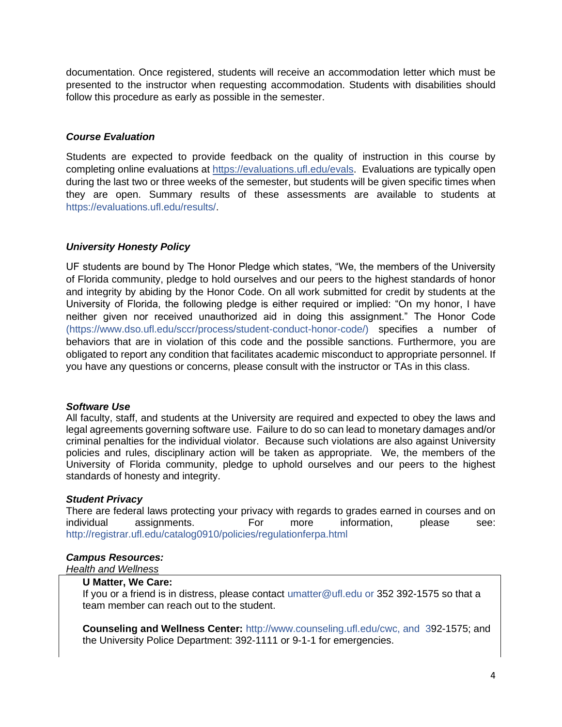documentation. Once registered, students will receive an accommodation letter which must be presented to the instructor when requesting accommodation. Students with disabilities should follow this procedure as early as possible in the semester.

***Course Evaluation***

Students are expected to provide feedback on the quality of instruction in this course by completing online evaluations at https://evaluations.ufl.edu/evals. Evaluations are typically open during the last two or three weeks of the semester, but students will be given specific times when they are open. Summary results of these assessments are available to students at https://evaluations.ufl.edu/results/.

***University Honesty Policy***

UF students are bound by The Honor Pledge which states, “We, the members of the University of Florida community, pledge to hold ourselves and our peers to the highest standards of honor and integrity by abiding by the Honor Code. On all work submitted for credit by students at the University of Florida, the following pledge is either required or implied: “On my honor, I have neither given nor received unauthorized aid in doing this assignment.” The Honor Code (https://www.dso.ufl.edu/sccr/process/student-conduct-honor-code/) specifies a number of behaviors that are in violation of this code and the possible sanctions. Furthermore, you are obligated to report any condition that facilitates academic misconduct to appropriate personnel. If you have any questions or concerns, please consult with the instructor or TAs in this class.

***Software Use***

All faculty, staff, and students at the University are required and expected to obey the laws and legal agreements governing software use. Failure to do so can lead to monetary damages and/or criminal penalties for the individual violator. Because such violations are also against University policies and rules, disciplinary action will be taken as appropriate. We, the members of the University of Florida community, pledge to uphold ourselves and our peers to the highest standards of honesty and integrity.

***Student Privacy***

There are federal laws protecting your privacy with regards to grades earned in courses and on individual assignments. For more information, please see: http://registrar.ufl.edu/catalog0910/policies/regulationferpa.html

***Campus Resources:***

*Health and Wellness*

**U Matter, We Care:**
If you or a friend is in distress, please contact umatter@ufl.edu or 352 392-1575 so that a team member can reach out to the student.

**Counseling and Wellness Center:** http://www.counseling.ufl.edu/cwc, and 392-1575; and the University Police Department: 392-1111 or 9-1-1 for emergencies.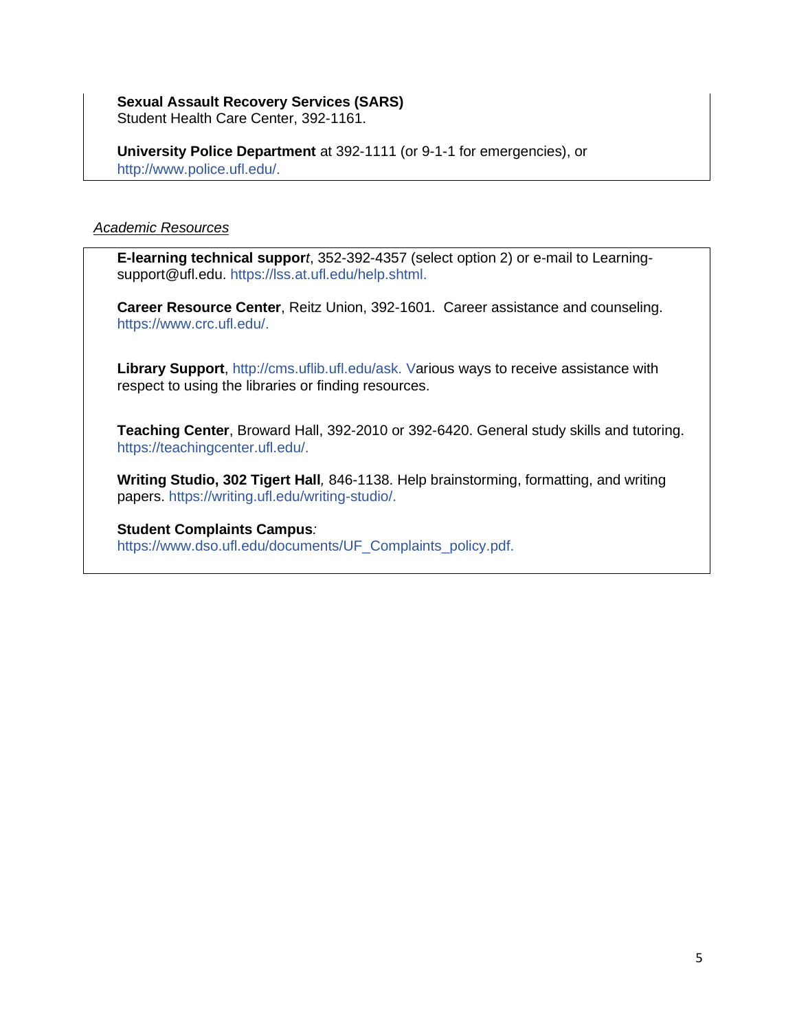**Sexual Assault Recovery Services (SARS)**
Student Health Care Center, 392-1161.

**University Police Department** at 392-1111 (or 9-1-1 for emergencies), or http://www.police.ufl.edu/.

*Academic Resources*

**E-learning technical support**, 352-392-4357 (select option 2) or e-mail to Learning-support@ufl.edu. https://lss.at.ufl.edu/help.shtml.

**Career Resource Center**, Reitz Union, 392-1601. Career assistance and counseling. https://www.crc.ufl.edu/.

**Library Support**, http://cms.uflib.ufl.edu/ask. Various ways to receive assistance with respect to using the libraries or finding resources.

**Teaching Center**, Broward Hall, 392-2010 or 392-6420. General study skills and tutoring. https://teachingcenter.ufl.edu/.

**Writing Studio, 302 Tigert Hall**, 846-1138. Help brainstorming, formatting, and writing papers. https://writing.ufl.edu/writing-studio/.

**Student Complaints Campus**:
https://www.dso.ufl.edu/documents/UF_Complaints_policy.pdf.